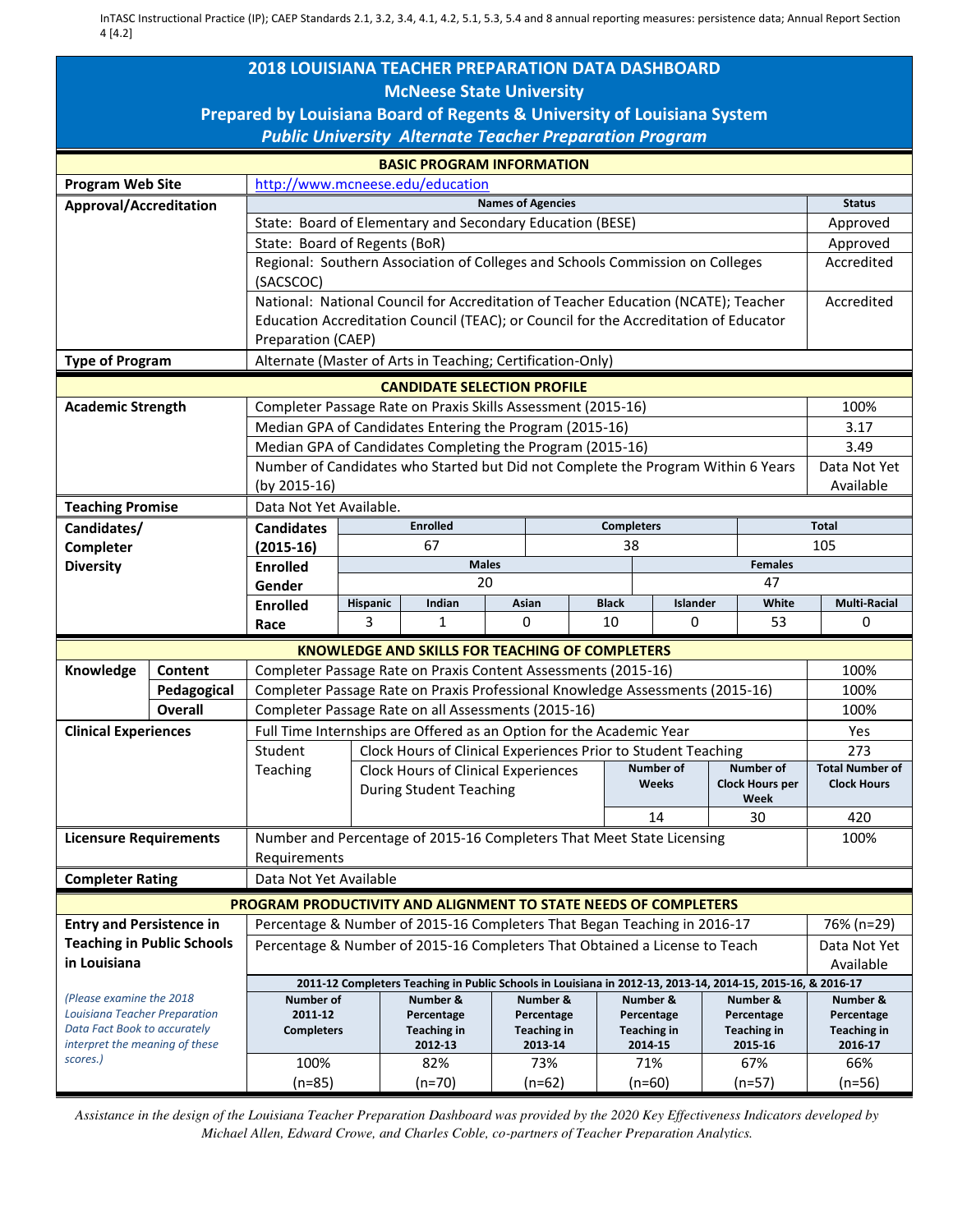InTASC Instructional Practice (IP); CAEP Standards 2.1, 3.2, 3.4, 4.1, 4.2, 5.1, 5.3, 5.4 and 8 annual reporting measures: persistence data; Annual Report Section 4 [4.2]

# 2018 LOUISIANA TEACHER PREPARATION DATA DASHBOARD

## McNeese State University

## Prepared by Louisiana Board of Regents & University of Louisiana System

## *Public University Alternate Teacher Preparation Program*

### BASIC PROGRAM INFORMATION

| | | |
|---|---|---|
| **Program Web Site** | http://www.mcneese.edu/education | |
| **Approval/Accreditation** | **Names of Agencies** | **Status** |
| | State: Board of Elementary and Secondary Education (BESE) | Approved |
| | State: Board of Regents (BoR) | Approved |
| | Regional: Southern Association of Colleges and Schools Commission on Colleges (SACSCOC) | Accredited |
| | National: National Council for Accreditation of Teacher Education (NCATE); Teacher Education Accreditation Council (TEAC); or Council for the Accreditation of Educator Preparation (CAEP) | Accredited |
| **Type of Program** | Alternate (Master of Arts in Teaching; Certification-Only) | |

### CANDIDATE SELECTION PROFILE

| | | |
|---|---|---|
| **Academic Strength** | Completer Passage Rate on Praxis Skills Assessment (2015-16) | 100% |
| | Median GPA of Candidates Entering the Program (2015-16) | 3.17 |
| | Median GPA of Candidates Completing the Program (2015-16) | 3.49 |
| | Number of Candidates who Started but Did not Complete the Program Within 6 Years (by 2015-16) | Data Not Yet Available |
| **Teaching Promise** | Data Not Yet Available. | |

**Candidates/ Completer Diversity**

| **Candidates (2015-16)** | Enrolled | Completers | Total |
|---|---|---|---|
| | 67 | 38 | 105 |

| **Enrolled Gender** | Males | Females |
|---|---|---|
| | 20 | 47 |

| **Enrolled Race** | Hispanic | Indian | Asian | Black | Islander | White | Multi-Racial |
|---|---|---|---|---|---|---|---|
| | 3 | 1 | 0 | 10 | 0 | 53 | 0 |

### KNOWLEDGE AND SKILLS FOR TEACHING OF COMPLETERS

| | | | |
|---|---|---|---|
| **Knowledge** | **Content** | Completer Passage Rate on Praxis Content Assessments (2015-16) | 100% |
| | **Pedagogical** | Completer Passage Rate on Praxis Professional Knowledge Assessments (2015-16) | 100% |
| | **Overall** | Completer Passage Rate on all Assessments (2015-16) | 100% |
| **Clinical Experiences** | | Full Time Internships are Offered as an Option for the Academic Year | Yes |
| | Student Teaching | Clock Hours of Clinical Experiences Prior to Student Teaching | 273 |

| Clock Hours of Clinical Experiences During Student Teaching | Number of Weeks | Number of Clock Hours per Week | Total Number of Clock Hours |
|---|---|---|---|
| | 14 | 30 | 420 |

| | | |
|---|---|---|
| **Licensure Requirements** | Number and Percentage of 2015-16 Completers That Meet State Licensing Requirements | 100% |
| **Completer Rating** | Data Not Yet Available | |

### PROGRAM PRODUCTIVITY AND ALIGNMENT TO STATE NEEDS OF COMPLETERS

| | | |
|---|---|---|
| **Entry and Persistence in Teaching in Public Schools in Louisiana** | Percentage & Number of 2015-16 Completers That Began Teaching in 2016-17 | 76% (n=29) |
| | Percentage & Number of 2015-16 Completers That Obtained a License to Teach | Data Not Yet Available |

*(Please examine the 2018 Louisiana Teacher Preparation Data Fact Book to accurately interpret the meaning of these scores.)*

**2011-12 Completers Teaching in Public Schools in Louisiana in 2012-13, 2013-14, 2014-15, 2015-16, & 2016-17**

| Number of 2011-12 Completers | Number & Percentage Teaching in 2012-13 | Number & Percentage Teaching in 2013-14 | Number & Percentage Teaching in 2014-15 | Number & Percentage Teaching in 2015-16 | Number & Percentage Teaching in 2016-17 |
|---|---|---|---|---|---|
| 100% (n=85) | 82% (n=70) | 73% (n=62) | 71% (n=60) | 67% (n=57) | 66% (n=56) |

*Assistance in the design of the Louisiana Teacher Preparation Dashboard was provided by the 2020 Key Effectiveness Indicators developed by Michael Allen, Edward Crowe, and Charles Coble, co-partners of Teacher Preparation Analytics.*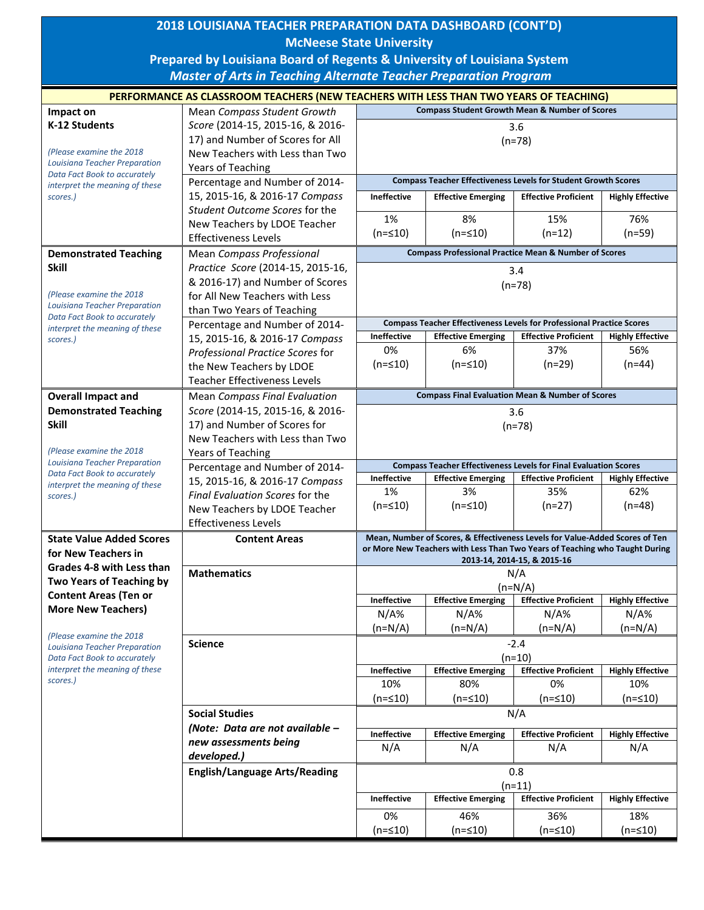# 2018 LOUISIANA TEACHER PREPARATION DATA DASHBOARD (CONT'D)

## McNeese State University

### Prepared by Louisiana Board of Regents & University of Louisiana System

### *Master of Arts in Teaching Alternate Teacher Preparation Program*

**PERFORMANCE AS CLASSROOM TEACHERS (NEW TEACHERS WITH LESS THAN TWO YEARS OF TEACHING)**

| Category | Measure | Ineffective | Effective Emerging | Effective Proficient | Highly Effective |
|---|---|---|---|---|---|
| **Impact on K-12 Students** *(Please examine the 2018 Louisiana Teacher Preparation Data Fact Book to accurately interpret the meaning of these scores.)* | Mean *Compass Student Growth Score* (2014-15, 2015-16, & 2016-17) and Number of Scores for All New Teachers with Less than Two Years of Teaching | **Compass Student Growth Mean & Number of Scores:** 3.6 (n=78) | | | |
| | Percentage and Number of 2014-15, 2015-16, & 2016-17 *Compass Student Outcome Scores* for the New Teachers by LDOE Teacher Effectiveness Levels | 1% (n=≤10) | 8% (n=≤10) | 15% (n=12) | 76% (n=59) |
| **Demonstrated Teaching Skill** *(Please examine the 2018 Louisiana Teacher Preparation Data Fact Book to accurately interpret the meaning of these scores.)* | Mean *Compass Professional Practice Score* (2014-15, 2015-16, & 2016-17) and Number of Scores for All New Teachers with Less than Two Years of Teaching | **Compass Professional Practice Mean & Number of Scores:** 3.4 (n=78) | | | |
| | Percentage and Number of 2014-15, 2015-16, & 2016-17 *Compass Professional Practice Scores* for the New Teachers by LDOE Teacher Effectiveness Levels | 0% (n=≤10) | 6% (n=≤10) | 37% (n=29) | 56% (n=44) |
| **Overall Impact and Demonstrated Teaching Skill** *(Please examine the 2018 Louisiana Teacher Preparation Data Fact Book to accurately interpret the meaning of these scores.)* | Mean *Compass Final Evaluation Score* (2014-15, 2015-16, & 2016-17) and Number of Scores for New Teachers with Less than Two Years of Teaching | **Compass Final Evaluation Mean & Number of Scores:** 3.6 (n=78) | | | |
| | Percentage and Number of 2014-15, 2015-16, & 2016-17 *Compass Final Evaluation Scores* for the New Teachers by LDOE Teacher Effectiveness Levels | 1% (n=≤10) | 3% (n=≤10) | 35% (n=27) | 62% (n=48) |

**State Value Added Scores for New Teachers in Grades 4-8 with Less than Two Years of Teaching by Content Areas (Ten or More New Teachers)**

*(Please examine the 2018 Louisiana Teacher Preparation Data Fact Book to accurately interpret the meaning of these scores.)*

Mean, Number of Scores, & Effectiveness Levels for Value-Added Scores of Ten or More New Teachers with Less Than Two Years of Teaching who Taught During 2013-14, 2014-15, & 2015-16

| Content Areas | Mean (n) | Ineffective | Effective Emerging | Effective Proficient | Highly Effective |
|---|---|---|---|---|---|
| **Mathematics** | N/A (n=N/A) | N/A% (n=N/A) | N/A% (n=N/A) | N/A% (n=N/A) | N/A% (n=N/A) |
| **Science** | -2.4 (n=10) | 10% (n=≤10) | 80% (n=≤10) | 0% (n=≤10) | 10% (n=≤10) |
| **Social Studies** ***(Note: Data are not available – new assessments being developed.)*** | N/A | N/A | N/A | N/A | N/A |
| **English/Language Arts/Reading** | 0.8 (n=11) | 0% (n=≤10) | 46% (n=≤10) | 36% (n=≤10) | 18% (n=≤10) |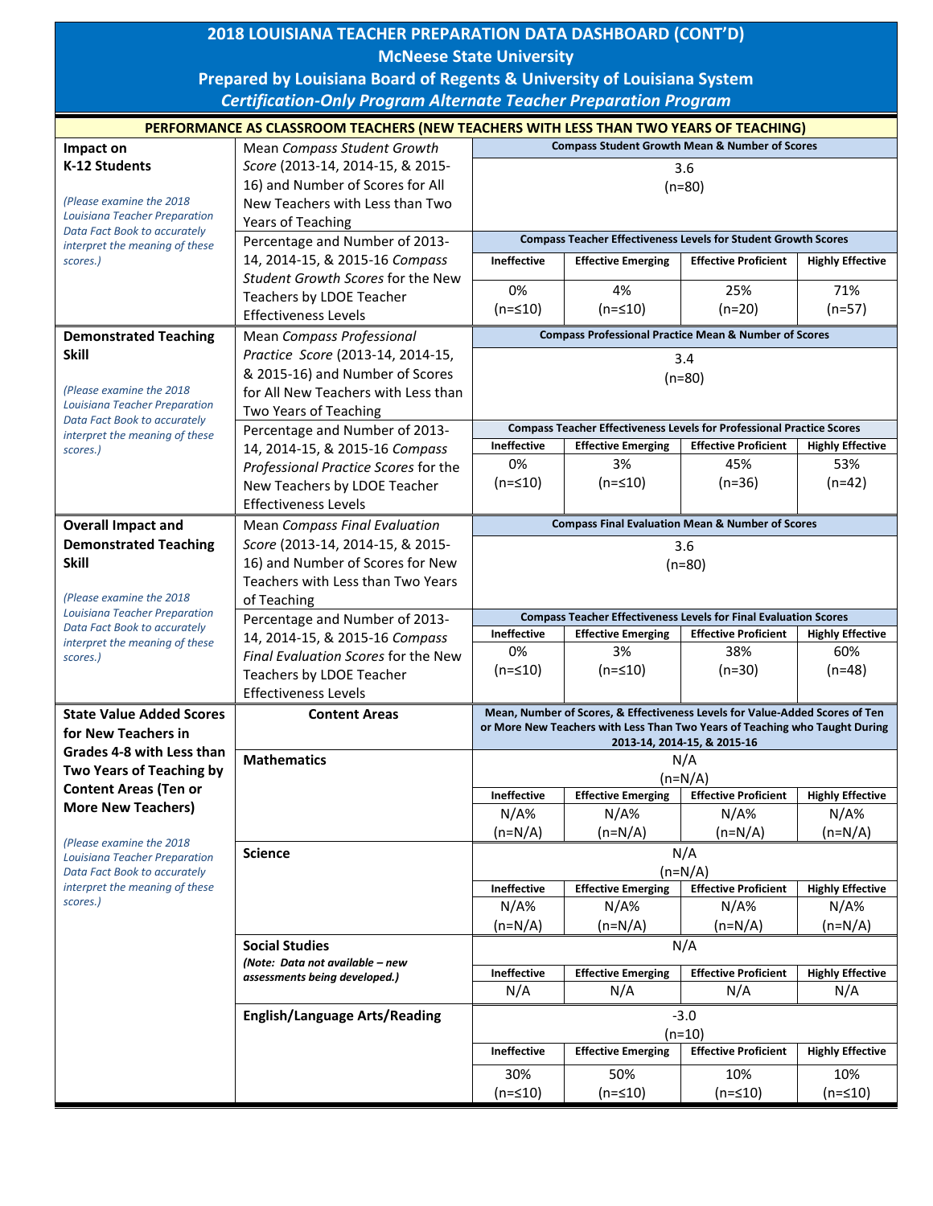# 2018 LOUISIANA TEACHER PREPARATION DATA DASHBOARD (CONT'D)

## McNeese State University

## Prepared by Louisiana Board of Regents & University of Louisiana System

### *Certification-Only Program Alternate Teacher Preparation Program*

**PERFORMANCE AS CLASSROOM TEACHERS (NEW TEACHERS WITH LESS THAN TWO YEARS OF TEACHING)**

| | | | | | |
|---|---|---|---|---|---|
| **Impact on K-12 Students** *(Please examine the 2018 Louisiana Teacher Preparation Data Fact Book to accurately interpret the meaning of these scores.)* | Mean *Compass Student Growth Score* (2013-14, 2014-15, & 2015-16) and Number of Scores for All New Teachers with Less than Two Years of Teaching | **Compass Student Growth Mean & Number of Scores** 3.6 (n=80) | | | |
| | Percentage and Number of 2013-14, 2014-15, & 2015-16 *Compass Student Growth Scores* for the New Teachers by LDOE Teacher Effectiveness Levels | **Compass Teacher Effectiveness Levels for Student Growth Scores** | | | |
| | | **Ineffective** | **Effective Emerging** | **Effective Proficient** | **Highly Effective** |
| | | 0% (n=≤10) | 4% (n=≤10) | 25% (n=20) | 71% (n=57) |
| **Demonstrated Teaching Skill** *(Please examine the 2018 Louisiana Teacher Preparation Data Fact Book to accurately interpret the meaning of these scores.)* | Mean *Compass Professional Practice Score* (2013-14, 2014-15, & 2015-16) and Number of Scores for All New Teachers with Less than Two Years of Teaching | **Compass Professional Practice Mean & Number of Scores** 3.4 (n=80) | | | |
| | Percentage and Number of 2013-14, 2014-15, & 2015-16 *Compass Professional Practice Scores* for the New Teachers by LDOE Teacher Effectiveness Levels | **Compass Teacher Effectiveness Levels for Professional Practice Scores** | | | |
| | | **Ineffective** | **Effective Emerging** | **Effective Proficient** | **Highly Effective** |
| | | 0% (n=≤10) | 3% (n=≤10) | 45% (n=36) | 53% (n=42) |
| **Overall Impact and Demonstrated Teaching Skill** *(Please examine the 2018 Louisiana Teacher Preparation Data Fact Book to accurately interpret the meaning of these scores.)* | Mean *Compass Final Evaluation Score* (2013-14, 2014-15, & 2015-16) and Number of Scores for New Teachers with Less than Two Years of Teaching | **Compass Final Evaluation Mean & Number of Scores** 3.6 (n=80) | | | |
| | Percentage and Number of 2013-14, 2014-15, & 2015-16 *Compass Final Evaluation Scores* for the New Teachers by LDOE Teacher Effectiveness Levels | **Compass Teacher Effectiveness Levels for Final Evaluation Scores** | | | |
| | | **Ineffective** | **Effective Emerging** | **Effective Proficient** | **Highly Effective** |
| | | 0% (n=≤10) | 3% (n=≤10) | 38% (n=30) | 60% (n=48) |
| **State Value Added Scores for New Teachers in Grades 4-8 with Less than Two Years of Teaching by Content Areas (Ten or More New Teachers)** *(Please examine the 2018 Louisiana Teacher Preparation Data Fact Book to accurately interpret the meaning of these scores.)* | **Content Areas** | **Mean, Number of Scores, & Effectiveness Levels for Value-Added Scores of Ten or More New Teachers with Less Than Two Years of Teaching who Taught During 2013-14, 2014-15, & 2015-16** | | | |
| | **Mathematics** | N/A (n=N/A) | | | |
| | | **Ineffective** | **Effective Emerging** | **Effective Proficient** | **Highly Effective** |
| | | N/A% (n=N/A) | N/A% (n=N/A) | N/A% (n=N/A) | N/A% (n=N/A) |
| | **Science** | N/A (n=N/A) | | | |
| | | **Ineffective** | **Effective Emerging** | **Effective Proficient** | **Highly Effective** |
| | | N/A% (n=N/A) | N/A% (n=N/A) | N/A% (n=N/A) | N/A% (n=N/A) |
| | **Social Studies** *(Note: Data not available – new assessments being developed.)* | N/A | | | |
| | | **Ineffective** | **Effective Emerging** | **Effective Proficient** | **Highly Effective** |
| | | N/A | N/A | N/A | N/A |
| | **English/Language Arts/Reading** | -3.0 (n=10) | | | |
| | | **Ineffective** | **Effective Emerging** | **Effective Proficient** | **Highly Effective** |
| | | 30% (n=≤10) | 50% (n=≤10) | 10% (n=≤10) | 10% (n=≤10) |